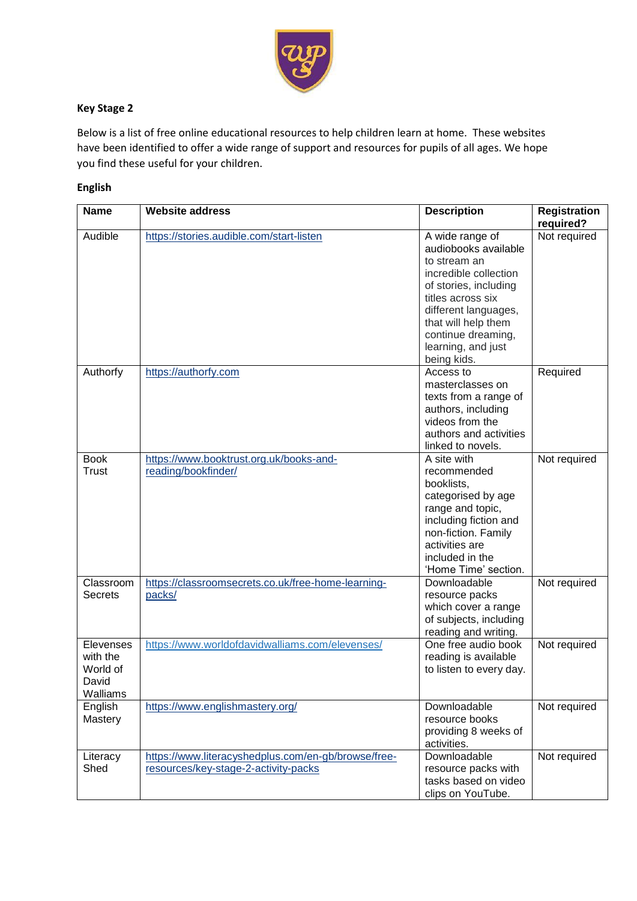## Key Stage 2

Below is a list of free online educational resources to help children learn at home. These websites have been identified to offer a wide range of support and resources for pupils of all ages. We hope you find these useful for your children.

### English

| Name | Website address | Description | Registration required? |
|---|---|---|---|
| Audible | https://stories.audible.com/start-listen | A wide range of audiobooks available to stream an incredible collection of stories, including titles across six different languages, that will help them continue dreaming, learning, and just being kids. | Not required |
| Authorfy | https://authorfy.com | Access to masterclasses on texts from a range of authors, including videos from the authors and activities linked to novels. | Required |
| Book Trust | https://www.booktrust.org.uk/books-and-reading/bookfinder/ | A site with recommended booklists, categorised by age range and topic, including fiction and non-fiction. Family activities are included in the 'Home Time' section. | Not required |
| Classroom Secrets | https://classroomsecrets.co.uk/free-home-learning-packs/ | Downloadable resource packs which cover a range of subjects, including reading and writing. | Not required |
| Elevenses with the World of David Walliams | https://www.worldofdavidwalliams.com/elevenses/ | One free audio book reading is available to listen to every day. | Not required |
| English Mastery | https://www.englishmastery.org/ | Downloadable resource books providing 8 weeks of activities. | Not required |
| Literacy Shed | https://www.literacyshedplus.com/en-gb/browse/free-resources/key-stage-2-activity-packs | Downloadable resource packs with tasks based on video clips on YouTube. | Not required |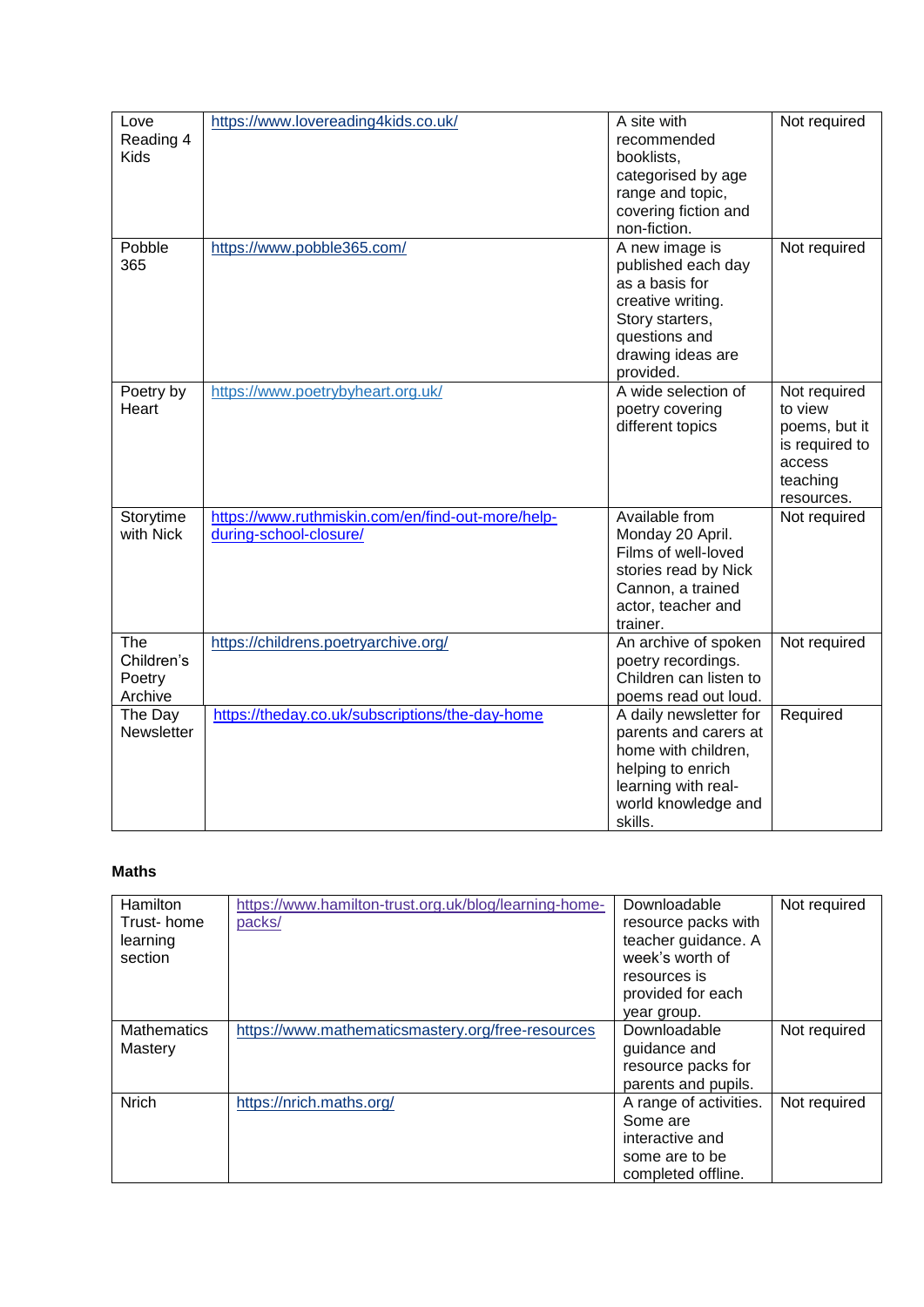| Love Reading 4 Kids | https://www.lovereading4kids.co.uk/ | A site with recommended booklists, categorised by age range and topic, covering fiction and non-fiction. | Not required |
|---|---|---|---|
| Pobble 365 | https://www.pobble365.com/ | A new image is published each day as a basis for creative writing. Story starters, questions and drawing ideas are provided. | Not required |
| Poetry by Heart | https://www.poetrybyheart.org.uk/ | A wide selection of poetry covering different topics | Not required to view poems, but it is required to access teaching resources. |
| Storytime with Nick | https://www.ruthmiskin.com/en/find-out-more/help-during-school-closure/ | Available from Monday 20 April. Films of well-loved stories read by Nick Cannon, a trained actor, teacher and trainer. | Not required |
| The Children's Poetry Archive | https://childrens.poetryarchive.org/ | An archive of spoken poetry recordings. Children can listen to poems read out loud. | Not required |
| The Day Newsletter | https://theday.co.uk/subscriptions/the-day-home | A daily newsletter for parents and carers at home with children, helping to enrich learning with real-world knowledge and skills. | Required |

**Maths**

| Hamilton Trust- home learning section | https://www.hamilton-trust.org.uk/blog/learning-home-packs/ | Downloadable resource packs with teacher guidance. A week's worth of resources is provided for each year group. | Not required |
|---|---|---|---|
| Mathematics Mastery | https://www.mathematicsmastery.org/free-resources | Downloadable guidance and resource packs for parents and pupils. | Not required |
| Nrich | https://nrich.maths.org/ | A range of activities. Some are interactive and some are to be completed offline. | Not required |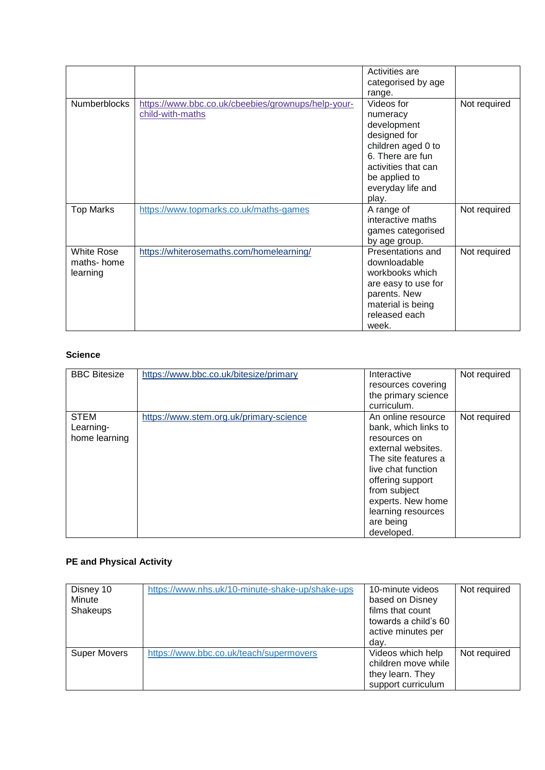| | | | |
|---|---|---|---|
| | | Activities are categorised by age range. | |
| Numberblocks | https://www.bbc.co.uk/cbeebies/grownups/help-your-child-with-maths | Videos for numeracy development designed for children aged 0 to 6. There are fun activities that can be applied to everyday life and play. | Not required |
| Top Marks | https://www.topmarks.co.uk/maths-games | A range of interactive maths games categorised by age group. | Not required |
| White Rose maths- home learning | https://whiterosemaths.com/homelearning/ | Presentations and downloadable workbooks which are easy to use for parents. New material is being released each week. | Not required |

**Science**

| | | | |
|---|---|---|---|
| BBC Bitesize | https://www.bbc.co.uk/bitesize/primary | Interactive resources covering the primary science curriculum. | Not required |
| STEM Learning- home learning | https://www.stem.org.uk/primary-science | An online resource bank, which links to resources on external websites. The site features a live chat function offering support from subject experts. New home learning resources are being developed. | Not required |

**PE and Physical Activity**

| | | | |
|---|---|---|---|
| Disney 10 Minute Shakeups | https://www.nhs.uk/10-minute-shake-up/shake-ups | 10-minute videos based on Disney films that count towards a child's 60 active minutes per day. | Not required |
| Super Movers | https://www.bbc.co.uk/teach/supermovers | Videos which help children move while they learn. They support curriculum | Not required |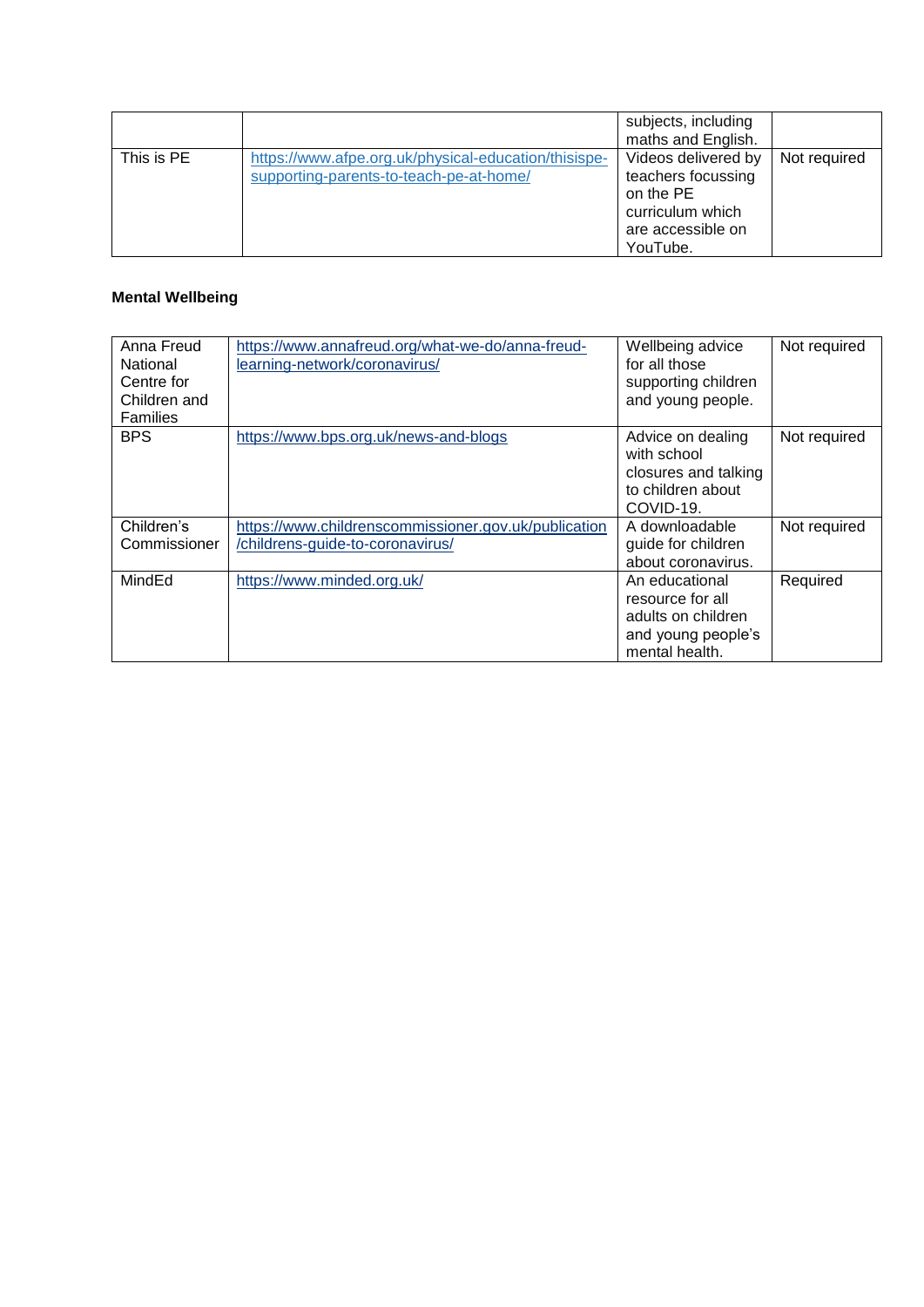| | | | |
|---|---|---|---|
| | | subjects, including maths and English. | |
| This is PE | https://www.afpe.org.uk/physical-education/thisispe-supporting-parents-to-teach-pe-at-home/ | Videos delivered by teachers focussing on the PE curriculum which are accessible on YouTube. | Not required |

**Mental Wellbeing**

| | | | |
|---|---|---|---|
| Anna Freud National Centre for Children and Families | https://www.annafreud.org/what-we-do/anna-freud-learning-network/coronavirus/ | Wellbeing advice for all those supporting children and young people. | Not required |
| BPS | https://www.bps.org.uk/news-and-blogs | Advice on dealing with school closures and talking to children about COVID-19. | Not required |
| Children's Commissioner | https://www.childrenscommissioner.gov.uk/publication/childrens-guide-to-coronavirus/ | A downloadable guide for children about coronavirus. | Not required |
| MindEd | https://www.minded.org.uk/ | An educational resource for all adults on children and young people's mental health. | Required |